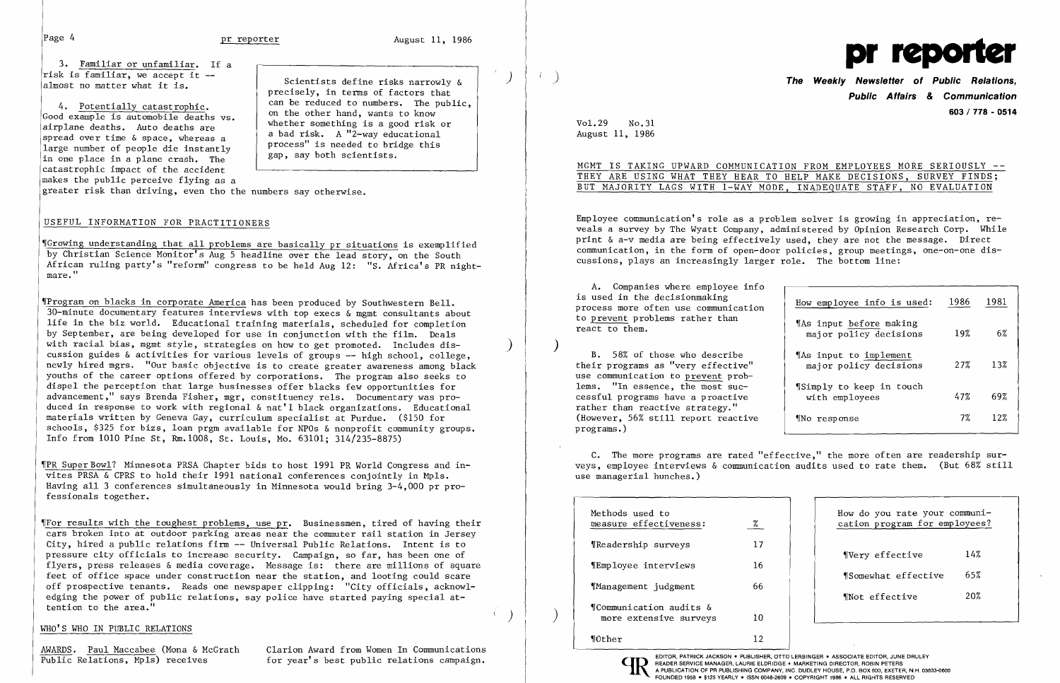3. Familiar or unfamiliar. If a risk is familiar, we accept it -- almost no matter what it is.

4. Potentially catastrophic. Good example is automobile deaths vs. airplane deaths. Auto deaths are spread over time & space, whereas a large number of people die instantly in one place in a plane crash. The catastrophic impact of the accident makes the public perceive flying as a greater risk than driving, even tho the numbers say otherwise.

> Scientists define risks narrowly & precisely, in terms of factors that can be reduced to numbers. The public, on the other hand, wants to know whether something is a good risk or a bad risk. A "2-way educational process" is needed to bridge this gap, say both scientists.

## USEFUL INFORMATION FOR PRACTITIONERS

¶Growing understanding that all problems are basically pr situations is exemplified by Christian Science Monitor's Aug 5 headline over the lead story, on the South African ruling party's "reform" congress to be held Aug 12: "S. Africa's PR nightmare."

¶Program on blacks in corporate America has been produced by Southwestern Bell. 30-minute documentary features interviews with top execs & mgmt consultants about life in the biz world. Educational training materials, scheduled for completion by September, are being developed for use in conjunction with the film. Deals with racial bias, mgmt style, strategies on how to get promoted. Includes discussion guides & activities for various levels of groups -- high school, college, newly hired mgrs. "Our basic objective is to create greater awareness among black youths of the career options offered by corporations. The program also seeks to dispel the perception that large businesses offer blacks few opportunities for advancement," says Brenda Fisher, mgr, constituency rels. Documentary was produced in response to work with regional & nat'l black organizations. Educational materials written by Geneva Gay, curriculum specialist at Purdue. ($150 for schools, $325 for bizs, loan prgm available for NPOs & nonprofit community groups. Info from 1010 Pine St, Rm.1008, St. Louis, Mo. 63101; 314/235-8875)

¶PR Super Bowl? Minnesota PRSA Chapter bids to host 1991 PR World Congress and invites PRSA & CPRS to hold their 1991 national conferences conjointly in Mpls. Having all 3 conferences simultaneously in Minnesota would bring 3-4,000 pr professionals together.

¶For results with the toughest problems, use pr. Businessmen, tired of having their cars broken into at outdoor parking areas near the commuter rail station in Jersey City, hired a public relations firm -- Universal Public Relations. Intent is to pressure city officials to increase security. Campaign, so far, has been one of flyers, press releases & media coverage. Message is: there are millions of square feet of office space under construction near the station, and looting could scare off prospective tenants. Reads one newspaper clipping: "City officials, acknowledging the power of public relations, say police have started paying special attention to the area."

## WHO'S WHO IN PUBLIC RELATIONS

AWARDS. Paul Maccabee (Mona & McGrath Public Relations, Mpls) receives Clarion Award from Women In Communications for year's best public relations campaign.

# pr reporter

**The Weekly Newsletter of Public Relations, Public Affairs & Communication**

**603 / 778 - 0514**

Vol.29 No.31
August 11, 1986

## MGMT IS TAKING UPWARD COMMUNICATION FROM EMPLOYEES MORE SERIOUSLY -- THEY ARE USING WHAT THEY HEAR TO HELP MAKE DECISIONS, SURVEY FINDS; BUT MAJORITY LAGS WITH 1-WAY MODE, INADEQUATE STAFF, NO EVALUATION

Employee communication's role as a problem solver is growing in appreciation, reveals a survey by The Wyatt Company, administered by Opinion Research Corp. While print & a-v media are being effectively used, they are not the message. Direct communication, in the form of open-door policies, group meetings, one-on-one discussions, plays an increasingly larger role. The bottom line:

A. Companies where employee info is used in the decisionmaking process more often use communication to prevent problems rather than react to them.

B. 58% of those who describe their programs as "very effective" use communication to prevent problems. "In essence, the most successful programs have a proactive rather than reactive strategy." (However, 56% still report reactive programs.)

| How employee info is used: | 1986 | 1981 |
|---|---|---|
| ¶As input before making major policy decisions | 19% | 6% |
| ¶As input to implement major policy decisions | 27% | 13% |
| ¶Simply to keep in touch with employees | 47% | 69% |
| ¶No response | 7% | 12% |

C. The more programs are rated "effective," the more often are readership surveys, employee interviews & communication audits used to rate them. (But 68% still use managerial hunches.)

| Methods used to measure effectiveness: | % |
|---|---|
| ¶Readership surveys | 17 |
| ¶Employee interviews | 16 |
| ¶Management judgment | 66 |
| ¶Communication audits & more extensive surveys | 10 |
| ¶Other | 12 |

| How do you rate your communication program for employees? | |
|---|---|
| ¶Very effective | 14% |
| ¶Somewhat effective | 65% |
| ¶Not effective | 20% |

EDITOR, PATRICK JACKSON • PUBLISHER, OTTO LERBINGER • ASSOCIATE EDITOR, JUNE DRULEY
READER SERVICE MANAGER, LAURIE ELDRIDGE • MARKETING DIRECTOR, ROBIN PETERS
A PUBLICATION OF PR PUBLISHING COMPANY, INC. DUDLEY HOUSE, P.O. BOX 600, EXETER, N.H. 03833-0600
FOUNDED 1958 • $125 YEARLY • ISSN 0048-2609 • COPYRIGHT 1986 • ALL RIGHTS RESERVED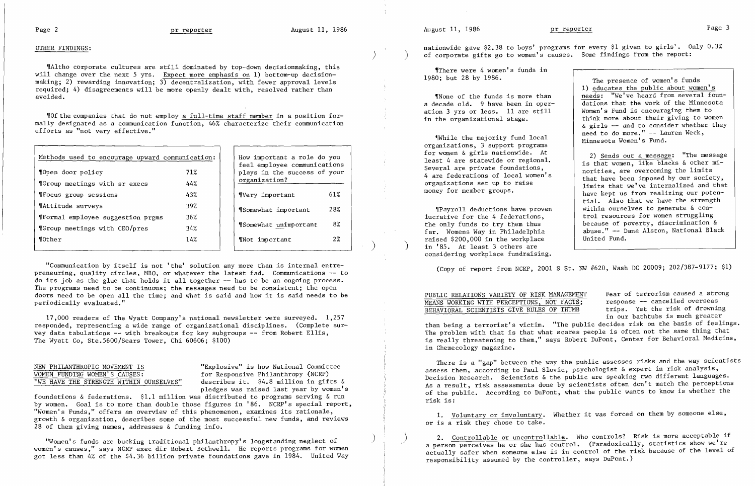## OTHER FINDINGS:

¶Altho corporate cultures are still dominated by top-down decisionmaking, this will change over the next 5 yrs. Expect more emphasis on 1) bottom-up decisionmaking; 2) rewarding innovation; 3) decentralization, with fewer approval levels required; 4) disagreements will be more openly dealt with, resolved rather than avoided.

¶Of the companies that do not employ a full-time staff member in a position formally designated as a communication function, 46% characterize their communication efforts as "not very effective."

| Methods used to encourage upward communication: | |
|---|---|
| ¶Open door policy | 71% |
| ¶Group meetings with sr execs | 44% |
| ¶Focus group sessions | 43% |
| ¶Attitude surveys | 39% |
| ¶Formal employee suggestion prgms | 36% |
| ¶Group meetings with CEO/pres | 34% |
| ¶Other | 14% |

| How important a role do you feel employee communications plays in the success of your organization? | |
|---|---|
| ¶Very important | 61% |
| ¶Somewhat important | 28% |
| ¶Somewhat unimportant | 8% |
| ¶Not important | 2% |

"Communication by itself is not 'the' solution any more than is internal entrepreneuring, quality circles, MBO, or whatever the latest fad. Communications -- to do its job as the glue that holds it all together -- has to be an ongoing process. The programs need to be continuous; the messages need to be consistent; the open doors need to be open all the time; and what is said and how it is said needs to be periodically evaluated."

17,000 readers of The Wyatt Company's national newsletter were surveyed. 1,257 responded, representing a wide range of organizational disciplines. (Complete survey data tabulations -- with breakouts for key subgroups -- from Robert Ellis, The Wyatt Co, Ste.5600/Sears Tower, Chi 60606; $100)

## NEW PHILANTHROPIC MOVEMENT IS WOMEN FUNDING WOMEN'S CAUSES: "WE HAVE THE STRENGTH WITHIN OURSELVES"

"Explosive" is how National Committee for Responsive Philanthropy (NCRP) describes it. $4.8 million in gifts & pledges was raised last year by women's foundations & federations. $1.1 million was distributed to programs serving & run by women. Goal is to more than double those figures in '86. NCRP's special report, "Women's Funds," offers an overview of this phenomenon, examines its rationale, growth & organization, describes some of the most successful new funds, and reviews 28 of them giving names, addresses & funding info.

"Women's funds are bucking traditional philanthropy's longstanding neglect of women's causes," says NCRP exec dir Robert Bothwell. He reports programs for women got less than 4% of the $4.36 billion private foundations gave in 1984. United Way nationwide gave $2.38 to boys' programs for every $1 given to girls'. Only 0.3% of corporate gifts go to women's causes. Some findings from the report:

¶There were 4 women's funds in 1980; but 28 by 1986.

¶None of the funds is more than a decade old. 9 have been in operation 3 yrs or less. 11 are still in the organizational stage.

¶While the majority fund local organizations, 3 support programs for women & girls nationwide. At least 4 are statewide or regional. Several are private foundations, 4 are federations of local women's organizations set up to raise money for member groups.

¶Payroll deductions have proven lucrative for the 4 federations, the only funds to try them thus far. Womens Way in Philadelphia raised $200,000 in the workplace in '85. At least 3 others are considering workplace fundraising.

> The presence of women's funds 1) educates the public about women's needs: "We've heard from several foundations that the work of the Minnesota Women's Fund is encouraging them to think more about their giving to women & girls -- and to consider whether they need to do more." -- Lauren Weck, Minnesota Women's Fund.
>
> 2) Sends out a message: "The message is that women, like blacks & other minorities, are overcoming the limits that have been imposed by our society, limits that we've internalized and that have kept us from realizing our potential. Also that we have the strength within ourselves to generate & control resources for women struggling because of poverty, discrimination & abuse." -- Dana Alston, National Black United Fund.

(Copy of report from NCRP, 2001 S St. NW #620, Wash DC 20009; 202/387-9177; $1)

## PUBLIC RELATIONS VARIETY OF RISK MANAGEMENT MEANS WORKING WITH PERCEPTIONS, NOT FACTS; BEHAVIORAL SCIENTISTS GIVE RULES OF THUMB

Fear of terrorism caused a strong response -- cancelled overseas trips. Yet the risk of drowning in our bathtubs is much greater than being a terrorist's victim. "The public decides risk on the basis of feelings. The problem with that is that what scares people is often not the same thing that is really threatening to them," says Robert DuPont, Center for Behavioral Medicine, in Chemecology magazine.

There is a "gap" between the way the public assesses risks and the way scientists assess them, according to Paul Slovic, psychologist & expert in risk analysis, Decision Research. Scientists & the public are speaking two different languages. As a result, risk assessments done by scientists often don't match the perceptions of the public. According to DuPont, what the public wants to know is whether the risk is:

1. Voluntary or involuntary. Whether it was forced on them by someone else, or is a risk they chose to take.

2. Controllable or uncontrollable. Who controls? Risk is more acceptable if a person perceives he or she has control. (Paradoxically, statistics show we're actually safer when someone else is in control of the risk because of the level of responsibility assumed by the controller, says DuPont.)